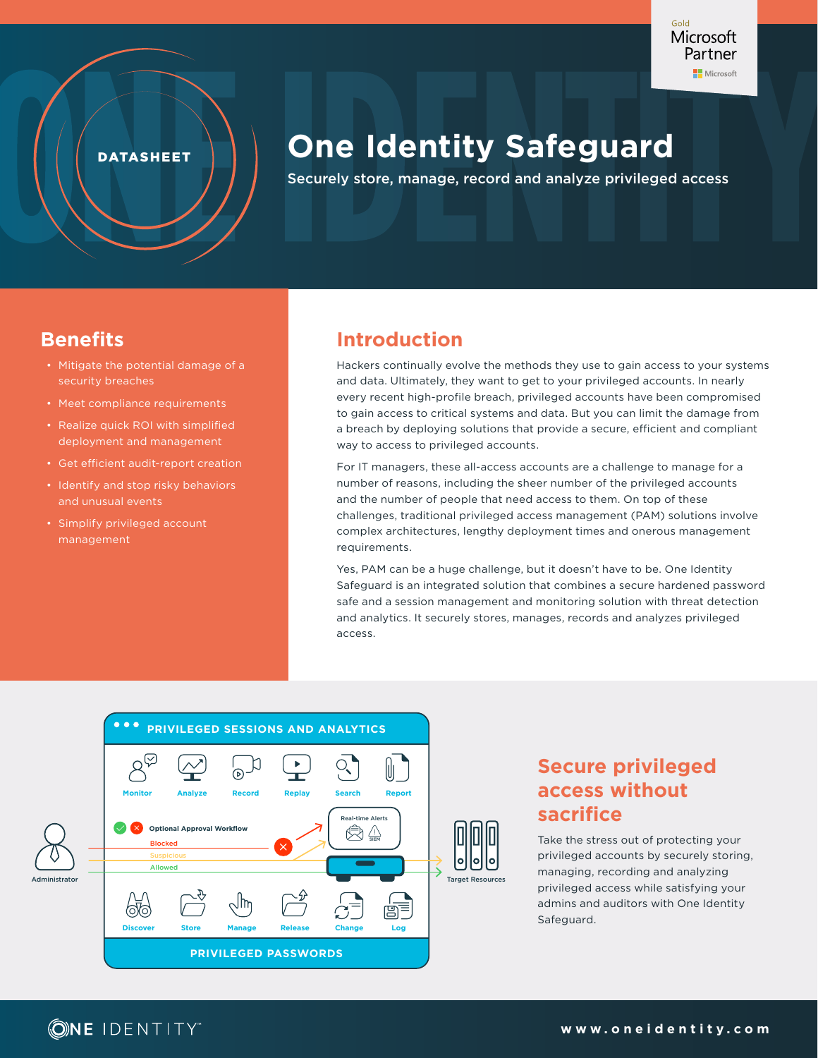DATASHEET

# One Identity Safeguard

Securely store, manage, record and analyze privileged access

## Benefits

- Mitigate the potential damage of a security breaches
- Meet compliance requirements
- Realize quick ROI with simplified deployment and management
- Get efficient audit-report creation
- Identify and stop risky behaviors and unusual events
- Simplify privileged account management

## Introduction

Hackers continually evolve the methods they use to gain access to your systems and data. Ultimately, they want to get to your privileged accounts. In nearly every recent high-profile breach, privileged accounts have been compromised to gain access to critical systems and data. But you can limit the damage from a breach by deploying solutions that provide a secure, efficient and compliant way to access to privileged accounts.

For IT managers, these all-access accounts are a challenge to manage for a number of reasons, including the sheer number of the privileged accounts and the number of people that need access to them. On top of these challenges, traditional privileged access management (PAM) solutions involve complex architectures, lengthy deployment times and onerous management requirements.

Yes, PAM can be a huge challenge, but it doesn't have to be. One Identity Safeguard is an integrated solution that combines a secure hardened password safe and a session management and monitoring solution with threat detection and analytics. It securely stores, manages, records and analyzes privileged access.

PRIVILEGED SESSIONS AND ANALYTICS

Monitor | Analyze | Record | Replay | Search | Report

Optional Approval Workflow

Blocked | Suspicious | Allowed

Real-time Alerts | SIEM

Administrator | Target Resources

Discover | Store | Manage | Release | Change | Log

PRIVILEGED PASSWORDS

## Secure privileged access without sacrifice

Take the stress out of protecting your privileged accounts by securely storing, managing, recording and analyzing privileged access while satisfying your admins and auditors with One Identity Safeguard.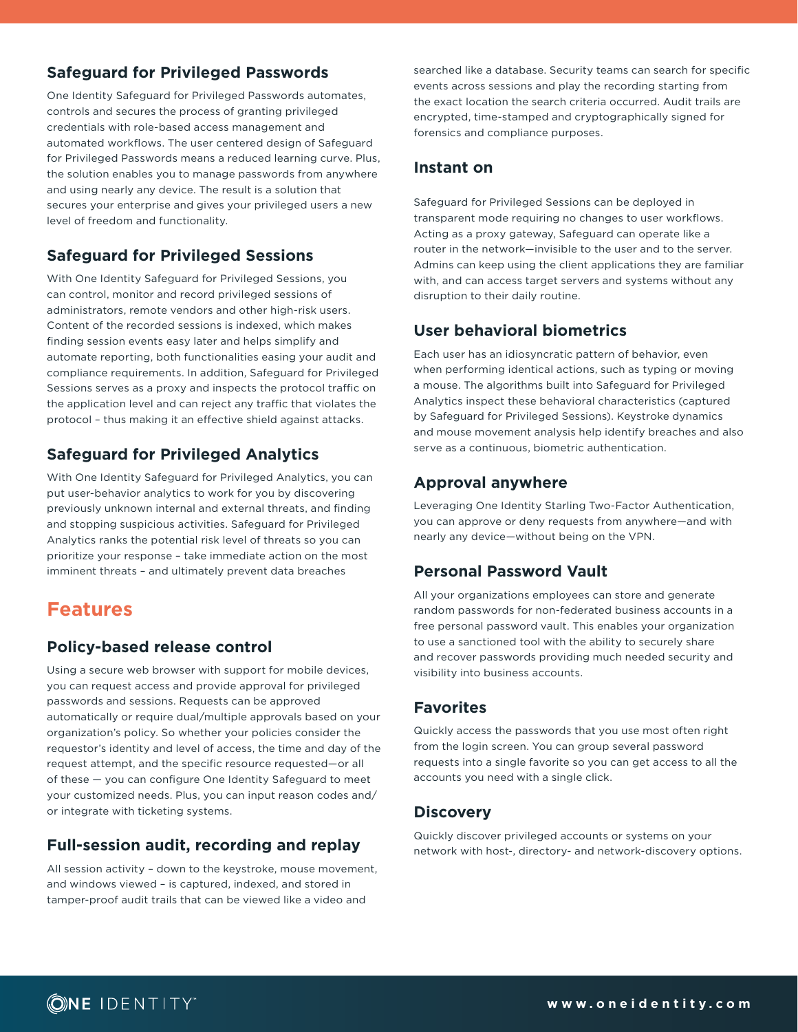### Safeguard for Privileged Passwords

One Identity Safeguard for Privileged Passwords automates, controls and secures the process of granting privileged credentials with role-based access management and automated workflows. The user centered design of Safeguard for Privileged Passwords means a reduced learning curve. Plus, the solution enables you to manage passwords from anywhere and using nearly any device. The result is a solution that secures your enterprise and gives your privileged users a new level of freedom and functionality.

### Safeguard for Privileged Sessions

With One Identity Safeguard for Privileged Sessions, you can control, monitor and record privileged sessions of administrators, remote vendors and other high-risk users. Content of the recorded sessions is indexed, which makes finding session events easy later and helps simplify and automate reporting, both functionalities easing your audit and compliance requirements. In addition, Safeguard for Privileged Sessions serves as a proxy and inspects the protocol traffic on the application level and can reject any traffic that violates the protocol – thus making it an effective shield against attacks.

### Safeguard for Privileged Analytics

With One Identity Safeguard for Privileged Analytics, you can put user-behavior analytics to work for you by discovering previously unknown internal and external threats, and finding and stopping suspicious activities. Safeguard for Privileged Analytics ranks the potential risk level of threats so you can prioritize your response – take immediate action on the most imminent threats – and ultimately prevent data breaches

## Features

### Policy-based release control

Using a secure web browser with support for mobile devices, you can request access and provide approval for privileged passwords and sessions. Requests can be approved automatically or require dual/multiple approvals based on your organization's policy. So whether your policies consider the requestor's identity and level of access, the time and day of the request attempt, and the specific resource requested—or all of these — you can configure One Identity Safeguard to meet your customized needs. Plus, you can input reason codes and/or integrate with ticketing systems.

### Full-session audit, recording and replay

All session activity – down to the keystroke, mouse movement, and windows viewed – is captured, indexed, and stored in tamper-proof audit trails that can be viewed like a video and searched like a database. Security teams can search for specific events across sessions and play the recording starting from the exact location the search criteria occurred. Audit trails are encrypted, time-stamped and cryptographically signed for forensics and compliance purposes.

### Instant on

Safeguard for Privileged Sessions can be deployed in transparent mode requiring no changes to user workflows. Acting as a proxy gateway, Safeguard can operate like a router in the network—invisible to the user and to the server. Admins can keep using the client applications they are familiar with, and can access target servers and systems without any disruption to their daily routine.

### User behavioral biometrics

Each user has an idiosyncratic pattern of behavior, even when performing identical actions, such as typing or moving a mouse. The algorithms built into Safeguard for Privileged Analytics inspect these behavioral characteristics (captured by Safeguard for Privileged Sessions). Keystroke dynamics and mouse movement analysis help identify breaches and also serve as a continuous, biometric authentication.

### Approval anywhere

Leveraging One Identity Starling Two-Factor Authentication, you can approve or deny requests from anywhere—and with nearly any device—without being on the VPN.

### Personal Password Vault

All your organizations employees can store and generate random passwords for non-federated business accounts in a free personal password vault. This enables your organization to use a sanctioned tool with the ability to securely share and recover passwords providing much needed security and visibility into business accounts.

### Favorites

Quickly access the passwords that you use most often right from the login screen. You can group several password requests into a single favorite so you can get access to all the accounts you need with a single click.

### Discovery

Quickly discover privileged accounts or systems on your network with host-, directory- and network-discovery options.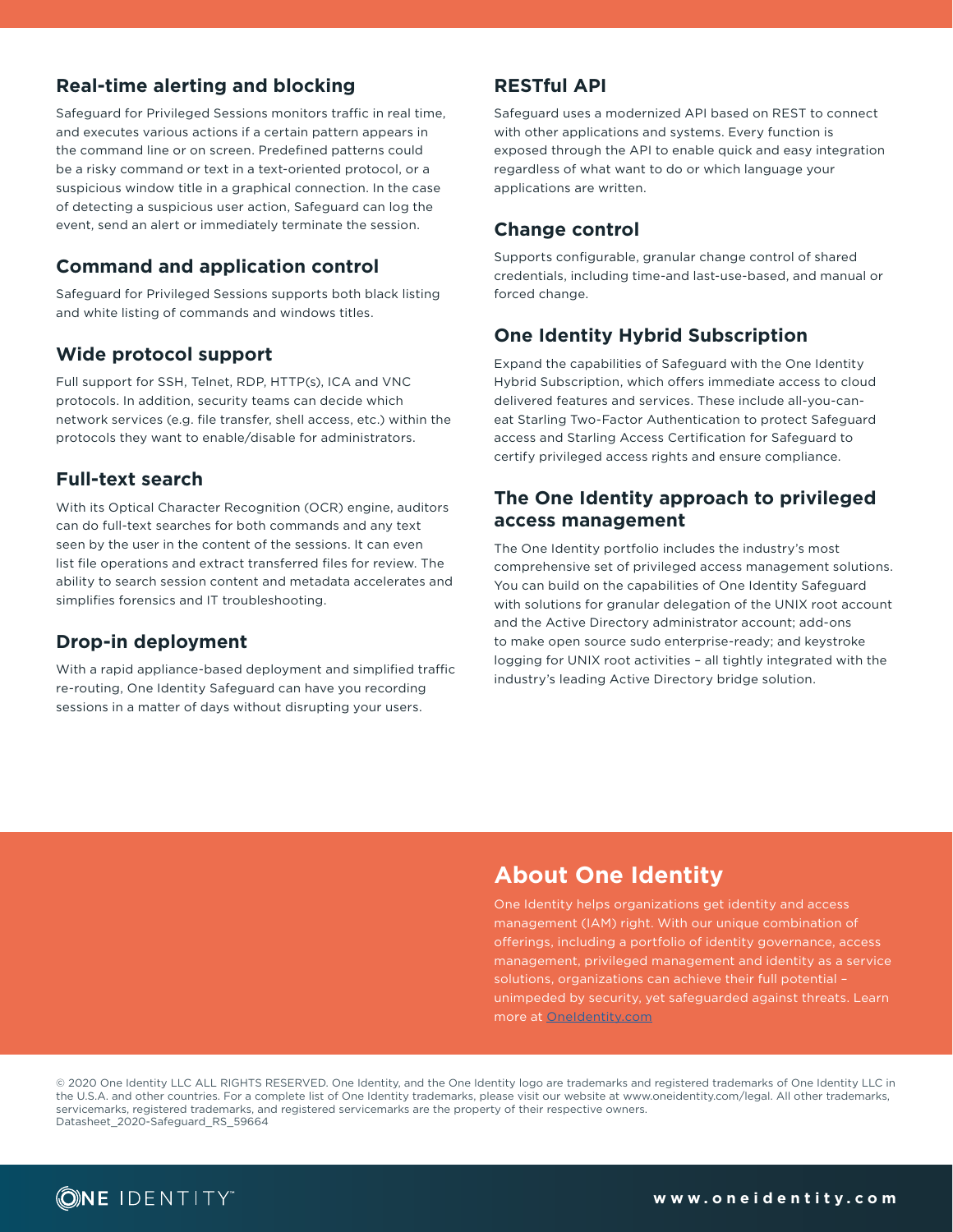## Real-time alerting and blocking

Safeguard for Privileged Sessions monitors traffic in real time, and executes various actions if a certain pattern appears in the command line or on screen. Predefined patterns could be a risky command or text in a text-oriented protocol, or a suspicious window title in a graphical connection. In the case of detecting a suspicious user action, Safeguard can log the event, send an alert or immediately terminate the session.

## Command and application control

Safeguard for Privileged Sessions supports both black listing and white listing of commands and windows titles.

## Wide protocol support

Full support for SSH, Telnet, RDP, HTTP(s), ICA and VNC protocols. In addition, security teams can decide which network services (e.g. file transfer, shell access, etc.) within the protocols they want to enable/disable for administrators.

## Full-text search

With its Optical Character Recognition (OCR) engine, auditors can do full-text searches for both commands and any text seen by the user in the content of the sessions. It can even list file operations and extract transferred files for review. The ability to search session content and metadata accelerates and simplifies forensics and IT troubleshooting.

## Drop-in deployment

With a rapid appliance-based deployment and simplified traffic re-routing, One Identity Safeguard can have you recording sessions in a matter of days without disrupting your users.

## RESTful API

Safeguard uses a modernized API based on REST to connect with other applications and systems. Every function is exposed through the API to enable quick and easy integration regardless of what want to do or which language your applications are written.

## Change control

Supports configurable, granular change control of shared credentials, including time-and last-use-based, and manual or forced change.

## One Identity Hybrid Subscription

Expand the capabilities of Safeguard with the One Identity Hybrid Subscription, which offers immediate access to cloud delivered features and services. These include all-you-can-eat Starling Two-Factor Authentication to protect Safeguard access and Starling Access Certification for Safeguard to certify privileged access rights and ensure compliance.

## The One Identity approach to privileged access management

The One Identity portfolio includes the industry's most comprehensive set of privileged access management solutions. You can build on the capabilities of One Identity Safeguard with solutions for granular delegation of the UNIX root account and the Active Directory administrator account; add-ons to make open source sudo enterprise-ready; and keystroke logging for UNIX root activities – all tightly integrated with the industry's leading Active Directory bridge solution.

## About One Identity

One Identity helps organizations get identity and access management (IAM) right. With our unique combination of offerings, including a portfolio of identity governance, access management, privileged management and identity as a service solutions, organizations can achieve their full potential – unimpeded by security, yet safeguarded against threats. Learn more at OneIdentity.com

© 2020 One Identity LLC ALL RIGHTS RESERVED. One Identity, and the One Identity logo are trademarks and registered trademarks of One Identity LLC in the U.S.A. and other countries. For a complete list of One Identity trademarks, please visit our website at www.oneidentity.com/legal. All other trademarks, servicemarks, registered trademarks, and registered servicemarks are the property of their respective owners.
Datasheet_2020-Safeguard_RS_59664

ONE IDENTITY™

www.oneidentity.com